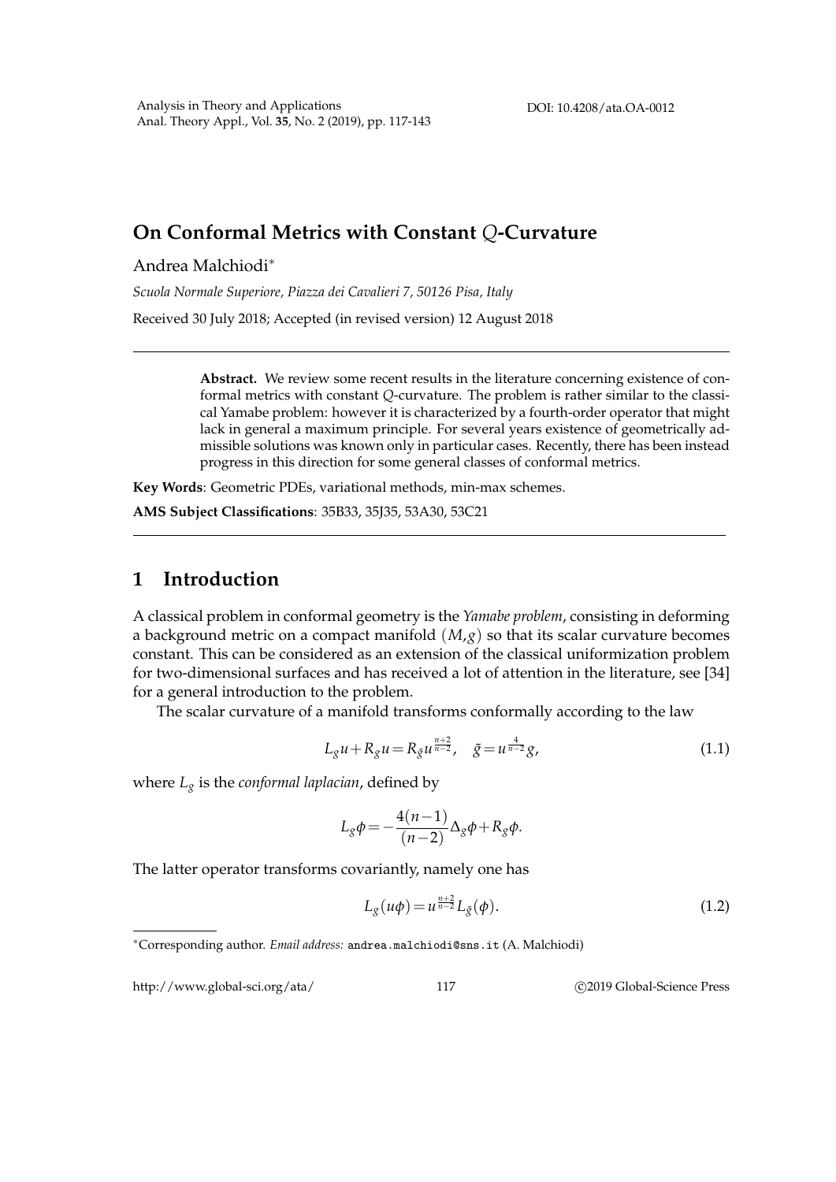# On Conformal Metrics with Constant $Q$-Curvature

Andrea Malchiodi*

*Scuola Normale Superiore, Piazza dei Cavalieri 7, 50126 Pisa, Italy*

Received 30 July 2018; Accepted (in revised version) 12 August 2018

---

**Abstract.** We review some recent results in the literature concerning existence of conformal metrics with constant $Q$-curvature. The problem is rather similar to the classical Yamabe problem: however it is characterized by a fourth-order operator that might lack in general a maximum principle. For several years existence of geometrically admissible solutions was known only in particular cases. Recently, there has been instead progress in this direction for some general classes of conformal metrics.

**Key Words**: Geometric PDEs, variational methods, min-max schemes.

**AMS Subject Classifications**: 35B33, 35J35, 53A30, 53C21

---

## 1 Introduction

A classical problem in conformal geometry is the *Yamabe problem*, consisting in deforming a background metric on a compact manifold $(M,g)$ so that its scalar curvature becomes constant. This can be considered as an extension of the classical uniformization problem for two-dimensional surfaces and has received a lot of attention in the literature, see [34] for a general introduction to the problem.

The scalar curvature of a manifold transforms conformally according to the law

$$L_g u + R_g u = R_{\tilde{g}} u^{\frac{n+2}{n-2}}, \quad \tilde{g} = u^{\frac{4}{n-2}} g, \tag{1.1}$$

where $L_g$ is the *conformal laplacian*, defined by

$$L_g \phi = -\frac{4(n-1)}{(n-2)} \Delta_g \phi + R_g \phi.$$

The latter operator transforms covariantly, namely one has

$$L_g(u\phi) = u^{\frac{n+2}{n-2}} L_{\tilde{g}}(\phi). \tag{1.2}$$

---

*Corresponding author. *Email address:* andrea.malchiodi@sns.it (A. Malchiodi)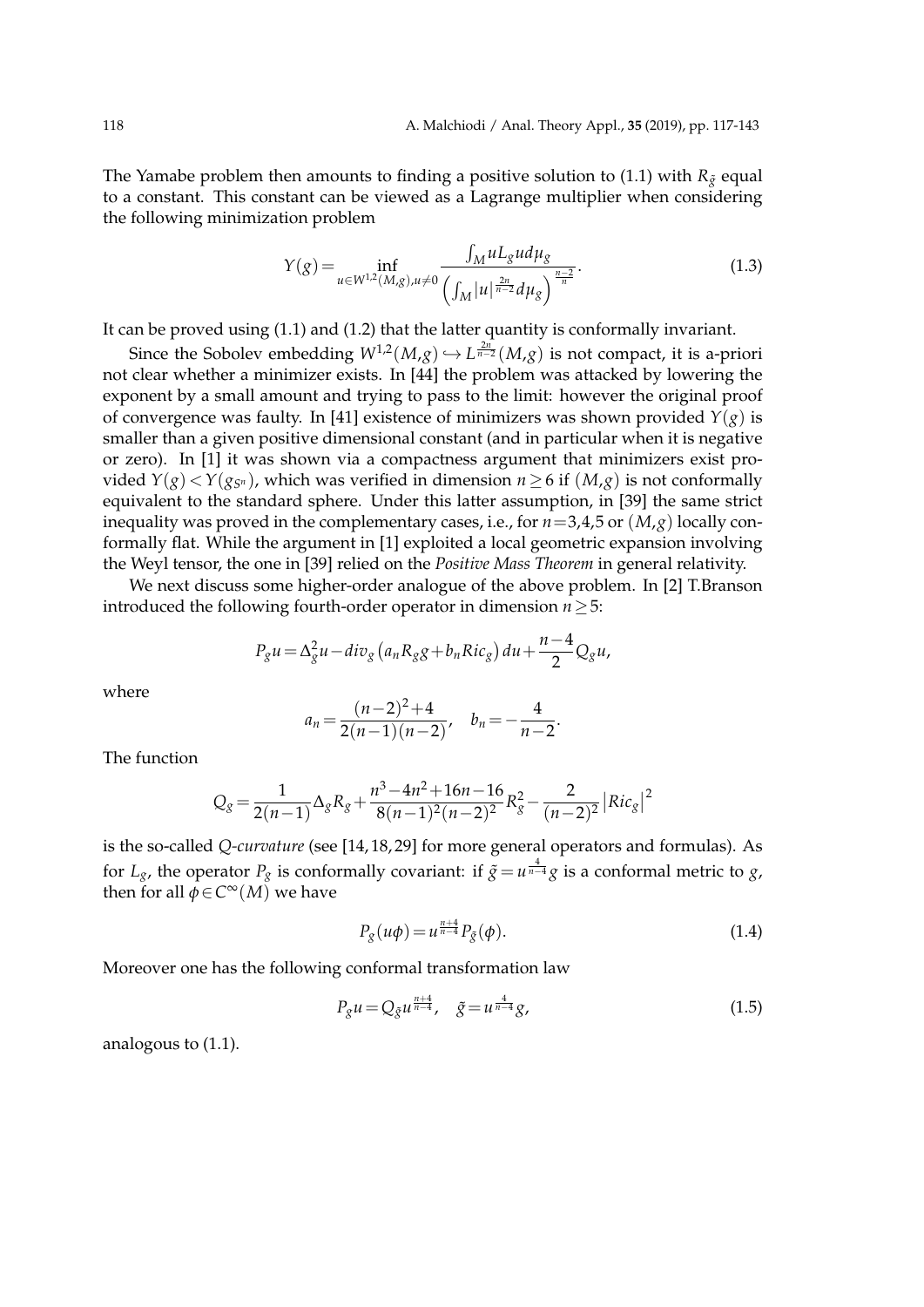The Yamabe problem then amounts to finding a positive solution to (1.1) with $R_{\tilde{g}}$ equal to a constant. This constant can be viewed as a Lagrange multiplier when considering the following minimization problem

$$Y(g) = \inf_{u \in W^{1,2}(M,g), u \neq 0} \frac{\int_M u L_g u d\mu_g}{\left( \int_M |u|^{\frac{2n}{n-2}} d\mu_g \right)^{\frac{n-2}{n}}}. \tag{1.3}$$

It can be proved using (1.1) and (1.2) that the latter quantity is conformally invariant.

Since the Sobolev embedding $W^{1,2}(M,g) \hookrightarrow L^{\frac{2n}{n-2}}(M,g)$ is not compact, it is a-priori not clear whether a minimizer exists. In [44] the problem was attacked by lowering the exponent by a small amount and trying to pass to the limit: however the original proof of convergence was faulty. In [41] existence of minimizers was shown provided $Y(g)$ is smaller than a given positive dimensional constant (and in particular when it is negative or zero). In [1] it was shown via a compactness argument that minimizers exist provided $Y(g) < Y(g_{S^n})$, which was verified in dimension $n \geq 6$ if $(M,g)$ is not conformally equivalent to the standard sphere. Under this latter assumption, in [39] the same strict inequality was proved in the complementary cases, i.e., for $n=3,4,5$ or $(M,g)$ locally conformally flat. While the argument in [1] exploited a local geometric expansion involving the Weyl tensor, the one in [39] relied on the *Positive Mass Theorem* in general relativity.

We next discuss some higher-order analogue of the above problem. In [2] T.Branson introduced the following fourth-order operator in dimension $n \geq 5$:

$$P_g u = \Delta_g^2 u - div_g \left( a_n R_g g + b_n Ric_g \right) du + \frac{n-4}{2} Q_g u,$$

where

$$a_n = \frac{(n-2)^2+4}{2(n-1)(n-2)}, \quad b_n = -\frac{4}{n-2}.$$

The function

$$Q_g = \frac{1}{2(n-1)} \Delta_g R_g + \frac{n^3-4n^2+16n-16}{8(n-1)^2(n-2)^2} R_g^2 - \frac{2}{(n-2)^2} \left| Ric_g \right|^2$$

is the so-called *Q-curvature* (see [14,18,29] for more general operators and formulas). As for $L_g$, the operator $P_g$ is conformally covariant: if $\tilde{g} = u^{\frac{4}{n-4}} g$ is a conformal metric to $g$, then for all $\phi \in C^\infty(M)$ we have

$$P_g(u\phi) = u^{\frac{n+4}{n-4}} P_{\tilde{g}}(\phi). \tag{1.4}$$

Moreover one has the following conformal transformation law

$$P_g u = Q_{\tilde{g}} u^{\frac{n+4}{n-4}}, \quad \tilde{g} = u^{\frac{4}{n-4}} g, \tag{1.5}$$

analogous to (1.1).